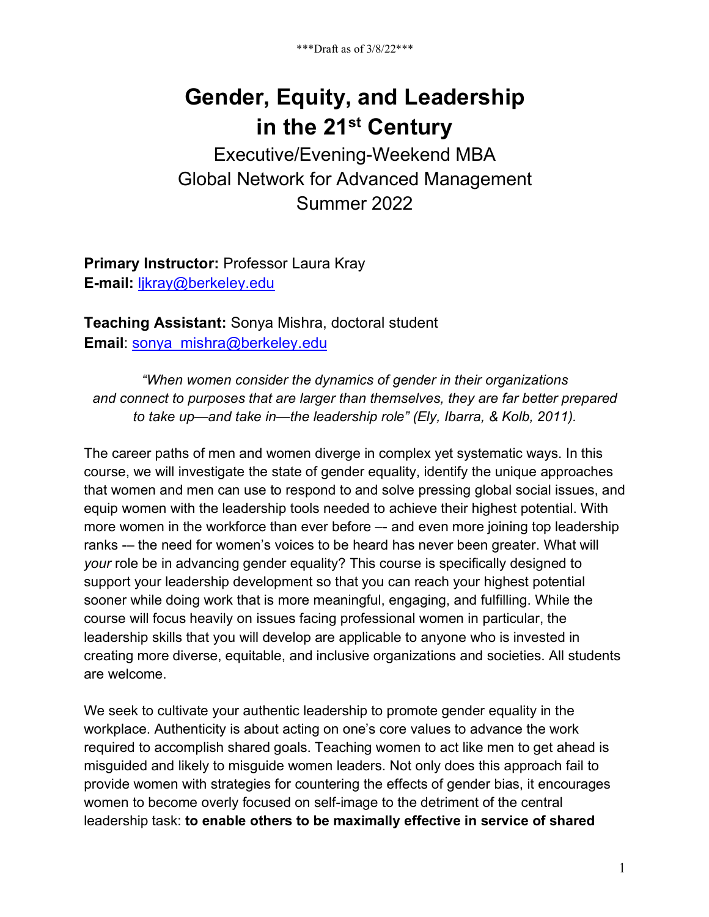***Draft as of 3/8/22***

# Gender, Equity, and Leadership in the 21st Century

Executive/Evening-Weekend MBA
Global Network for Advanced Management
Summer 2022

**Primary Instructor:** Professor Laura Kray
**E-mail:** ljkray@berkeley.edu

**Teaching Assistant:** Sonya Mishra, doctoral student
**Email**: sonya_mishra@berkeley.edu

*"When women consider the dynamics of gender in their organizations and connect to purposes that are larger than themselves, they are far better prepared to take up—and take in—the leadership role" (Ely, Ibarra, & Kolb, 2011).*

The career paths of men and women diverge in complex yet systematic ways. In this course, we will investigate the state of gender equality, identify the unique approaches that women and men can use to respond to and solve pressing global social issues, and equip women with the leadership tools needed to achieve their highest potential. With more women in the workforce than ever before –- and even more joining top leadership ranks -– the need for women's voices to be heard has never been greater. What will *your* role be in advancing gender equality? This course is specifically designed to support your leadership development so that you can reach your highest potential sooner while doing work that is more meaningful, engaging, and fulfilling. While the course will focus heavily on issues facing professional women in particular, the leadership skills that you will develop are applicable to anyone who is invested in creating more diverse, equitable, and inclusive organizations and societies. All students are welcome.

We seek to cultivate your authentic leadership to promote gender equality in the workplace. Authenticity is about acting on one's core values to advance the work required to accomplish shared goals. Teaching women to act like men to get ahead is misguided and likely to misguide women leaders. Not only does this approach fail to provide women with strategies for countering the effects of gender bias, it encourages women to become overly focused on self-image to the detriment of the central leadership task: **to enable others to be maximally effective in service of shared**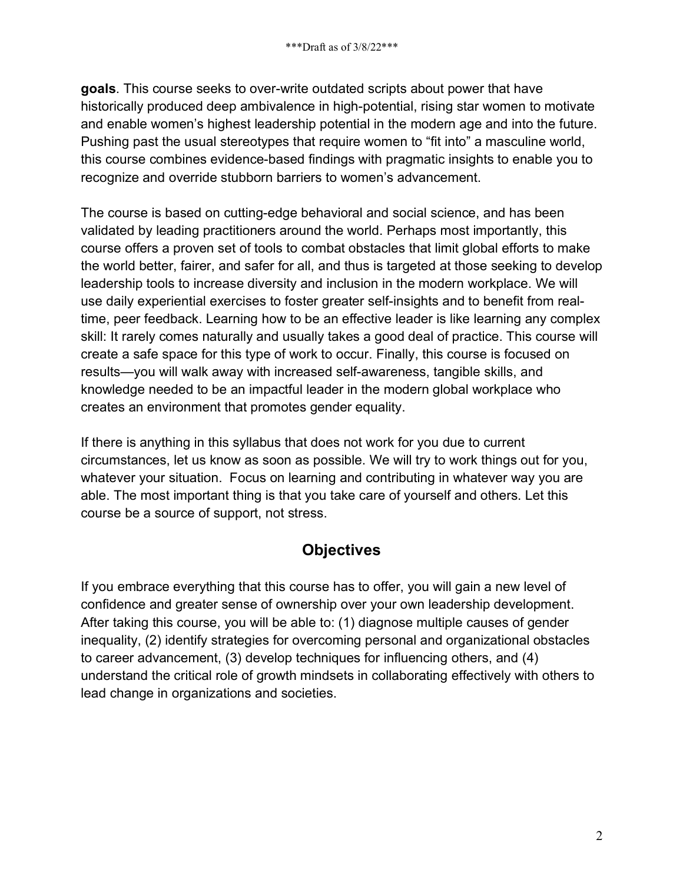**goals**. This course seeks to over-write outdated scripts about power that have historically produced deep ambivalence in high-potential, rising star women to motivate and enable women's highest leadership potential in the modern age and into the future. Pushing past the usual stereotypes that require women to "fit into" a masculine world, this course combines evidence-based findings with pragmatic insights to enable you to recognize and override stubborn barriers to women's advancement.

The course is based on cutting-edge behavioral and social science, and has been validated by leading practitioners around the world. Perhaps most importantly, this course offers a proven set of tools to combat obstacles that limit global efforts to make the world better, fairer, and safer for all, and thus is targeted at those seeking to develop leadership tools to increase diversity and inclusion in the modern workplace. We will use daily experiential exercises to foster greater self-insights and to benefit from real-time, peer feedback. Learning how to be an effective leader is like learning any complex skill: It rarely comes naturally and usually takes a good deal of practice. This course will create a safe space for this type of work to occur. Finally, this course is focused on results—you will walk away with increased self-awareness, tangible skills, and knowledge needed to be an impactful leader in the modern global workplace who creates an environment that promotes gender equality.

If there is anything in this syllabus that does not work for you due to current circumstances, let us know as soon as possible. We will try to work things out for you, whatever your situation. Focus on learning and contributing in whatever way you are able. The most important thing is that you take care of yourself and others. Let this course be a source of support, not stress.

## Objectives

If you embrace everything that this course has to offer, you will gain a new level of confidence and greater sense of ownership over your own leadership development. After taking this course, you will be able to: (1) diagnose multiple causes of gender inequality, (2) identify strategies for overcoming personal and organizational obstacles to career advancement, (3) develop techniques for influencing others, and (4) understand the critical role of growth mindsets in collaborating effectively with others to lead change in organizations and societies.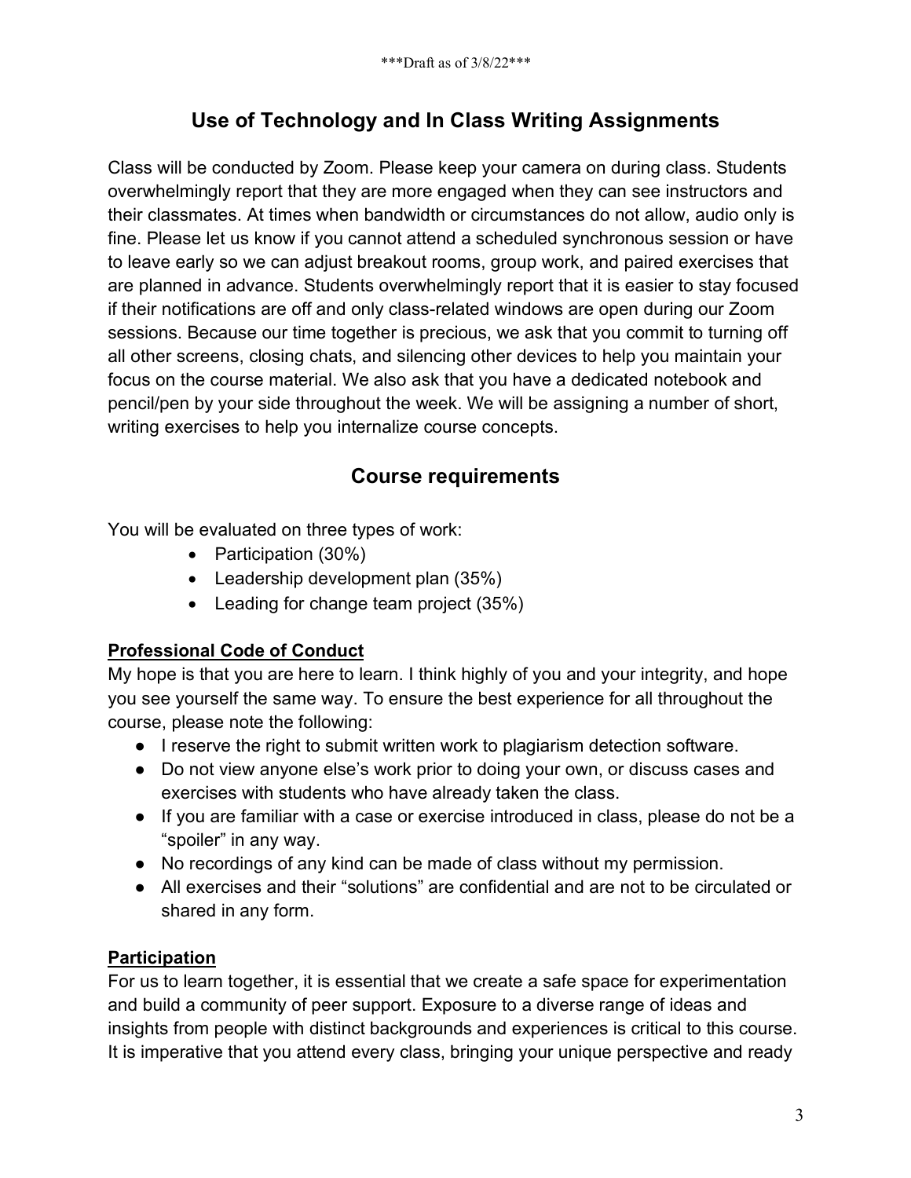## Use of Technology and In Class Writing Assignments

Class will be conducted by Zoom. Please keep your camera on during class. Students overwhelmingly report that they are more engaged when they can see instructors and their classmates. At times when bandwidth or circumstances do not allow, audio only is fine. Please let us know if you cannot attend a scheduled synchronous session or have to leave early so we can adjust breakout rooms, group work, and paired exercises that are planned in advance. Students overwhelmingly report that it is easier to stay focused if their notifications are off and only class-related windows are open during our Zoom sessions. Because our time together is precious, we ask that you commit to turning off all other screens, closing chats, and silencing other devices to help you maintain your focus on the course material. We also ask that you have a dedicated notebook and pencil/pen by your side throughout the week. We will be assigning a number of short, writing exercises to help you internalize course concepts.

## Course requirements

You will be evaluated on three types of work:

- Participation (30%)
- Leadership development plan (35%)
- Leading for change team project (35%)

**Professional Code of Conduct**

My hope is that you are here to learn. I think highly of you and your integrity, and hope you see yourself the same way. To ensure the best experience for all throughout the course, please note the following:

- I reserve the right to submit written work to plagiarism detection software.
- Do not view anyone else's work prior to doing your own, or discuss cases and exercises with students who have already taken the class.
- If you are familiar with a case or exercise introduced in class, please do not be a "spoiler" in any way.
- No recordings of any kind can be made of class without my permission.
- All exercises and their "solutions" are confidential and are not to be circulated or shared in any form.

**Participation**

For us to learn together, it is essential that we create a safe space for experimentation and build a community of peer support. Exposure to a diverse range of ideas and insights from people with distinct backgrounds and experiences is critical to this course. It is imperative that you attend every class, bringing your unique perspective and ready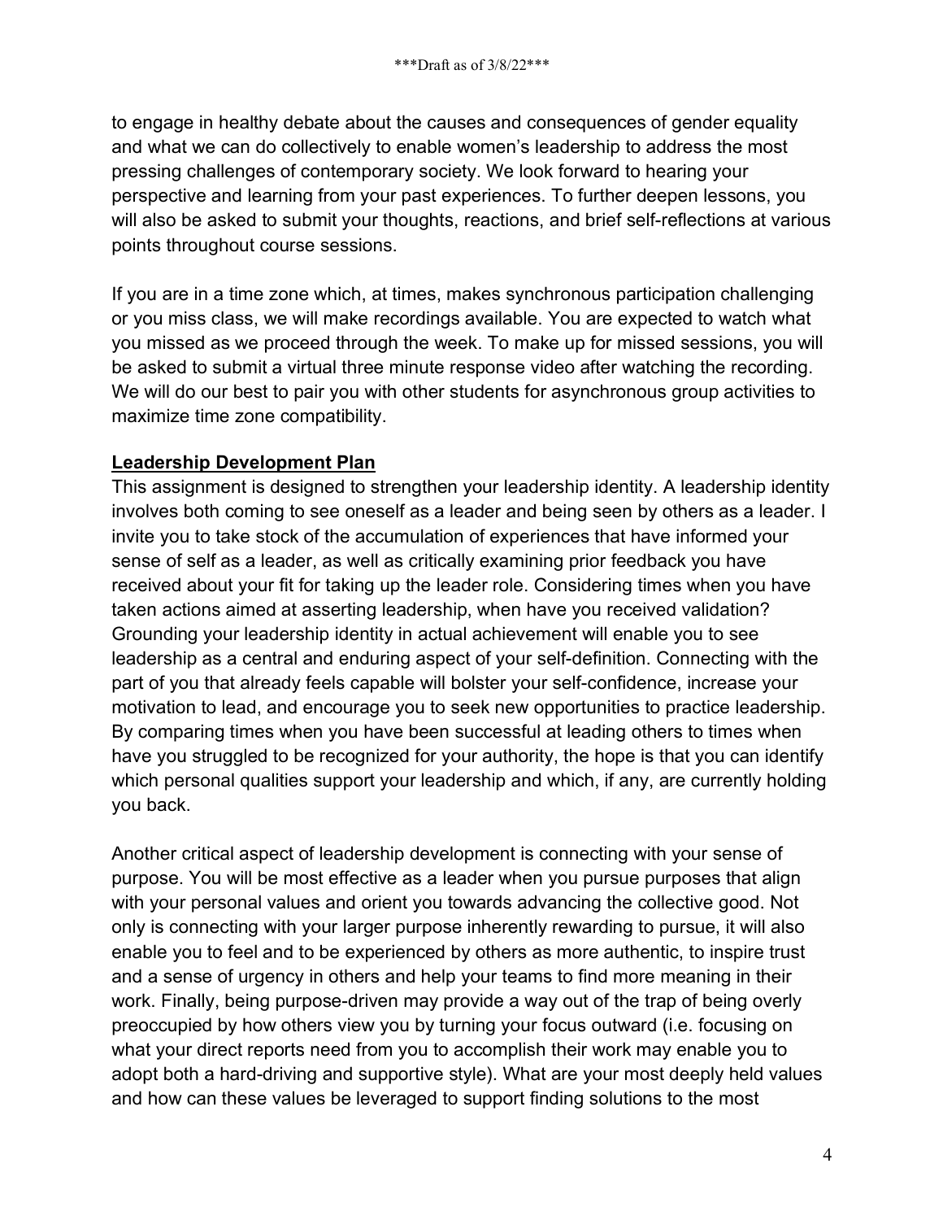to engage in healthy debate about the causes and consequences of gender equality and what we can do collectively to enable women's leadership to address the most pressing challenges of contemporary society. We look forward to hearing your perspective and learning from your past experiences. To further deepen lessons, you will also be asked to submit your thoughts, reactions, and brief self-reflections at various points throughout course sessions.

If you are in a time zone which, at times, makes synchronous participation challenging or you miss class, we will make recordings available. You are expected to watch what you missed as we proceed through the week. To make up for missed sessions, you will be asked to submit a virtual three minute response video after watching the recording. We will do our best to pair you with other students for asynchronous group activities to maximize time zone compatibility.

**Leadership Development Plan**

This assignment is designed to strengthen your leadership identity. A leadership identity involves both coming to see oneself as a leader and being seen by others as a leader. I invite you to take stock of the accumulation of experiences that have informed your sense of self as a leader, as well as critically examining prior feedback you have received about your fit for taking up the leader role. Considering times when you have taken actions aimed at asserting leadership, when have you received validation? Grounding your leadership identity in actual achievement will enable you to see leadership as a central and enduring aspect of your self-definition. Connecting with the part of you that already feels capable will bolster your self-confidence, increase your motivation to lead, and encourage you to seek new opportunities to practice leadership. By comparing times when you have been successful at leading others to times when have you struggled to be recognized for your authority, the hope is that you can identify which personal qualities support your leadership and which, if any, are currently holding you back.

Another critical aspect of leadership development is connecting with your sense of purpose. You will be most effective as a leader when you pursue purposes that align with your personal values and orient you towards advancing the collective good. Not only is connecting with your larger purpose inherently rewarding to pursue, it will also enable you to feel and to be experienced by others as more authentic, to inspire trust and a sense of urgency in others and help your teams to find more meaning in their work. Finally, being purpose-driven may provide a way out of the trap of being overly preoccupied by how others view you by turning your focus outward (i.e. focusing on what your direct reports need from you to accomplish their work may enable you to adopt both a hard-driving and supportive style). What are your most deeply held values and how can these values be leveraged to support finding solutions to the most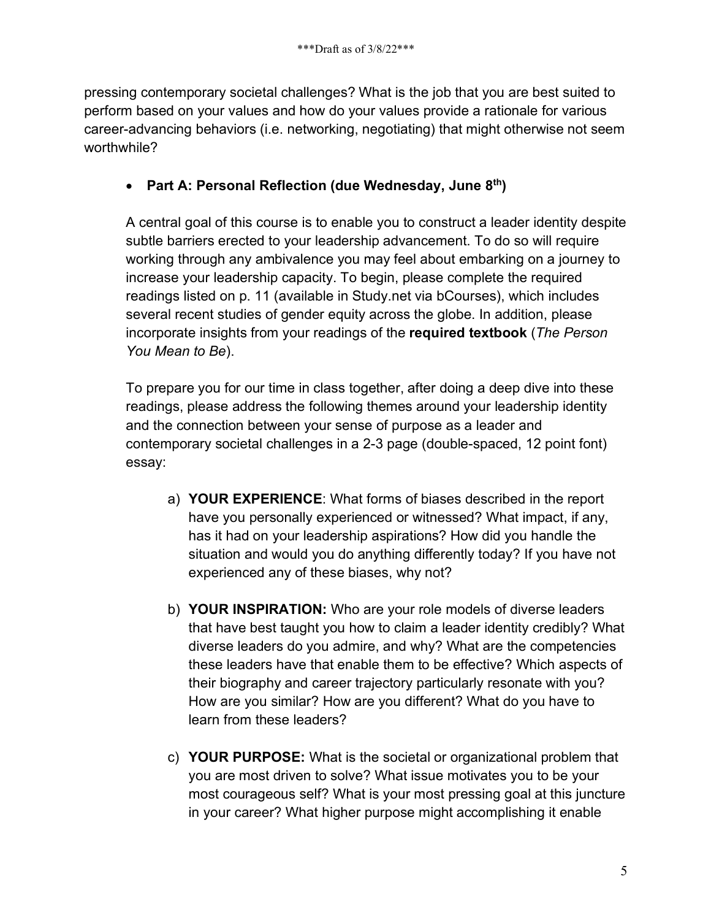pressing contemporary societal challenges? What is the job that you are best suited to perform based on your values and how do your values provide a rationale for various career-advancing behaviors (i.e. networking, negotiating) that might otherwise not seem worthwhile?

- **Part A: Personal Reflection (due Wednesday, June 8th)**

  A central goal of this course is to enable you to construct a leader identity despite subtle barriers erected to your leadership advancement. To do so will require working through any ambivalence you may feel about embarking on a journey to increase your leadership capacity. To begin, please complete the required readings listed on p. 11 (available in Study.net via bCourses), which includes several recent studies of gender equity across the globe. In addition, please incorporate insights from your readings of the **required textbook** (*The Person You Mean to Be*).

  To prepare you for our time in class together, after doing a deep dive into these readings, please address the following themes around your leadership identity and the connection between your sense of purpose as a leader and contemporary societal challenges in a 2-3 page (double-spaced, 12 point font) essay:

  a) **YOUR EXPERIENCE**: What forms of biases described in the report have you personally experienced or witnessed? What impact, if any, has it had on your leadership aspirations? How did you handle the situation and would you do anything differently today? If you have not experienced any of these biases, why not?

  b) **YOUR INSPIRATION:** Who are your role models of diverse leaders that have best taught you how to claim a leader identity credibly? What diverse leaders do you admire, and why? What are the competencies these leaders have that enable them to be effective? Which aspects of their biography and career trajectory particularly resonate with you? How are you similar? How are you different? What do you have to learn from these leaders?

  c) **YOUR PURPOSE:** What is the societal or organizational problem that you are most driven to solve? What issue motivates you to be your most courageous self? What is your most pressing goal at this juncture in your career? What higher purpose might accomplishing it enable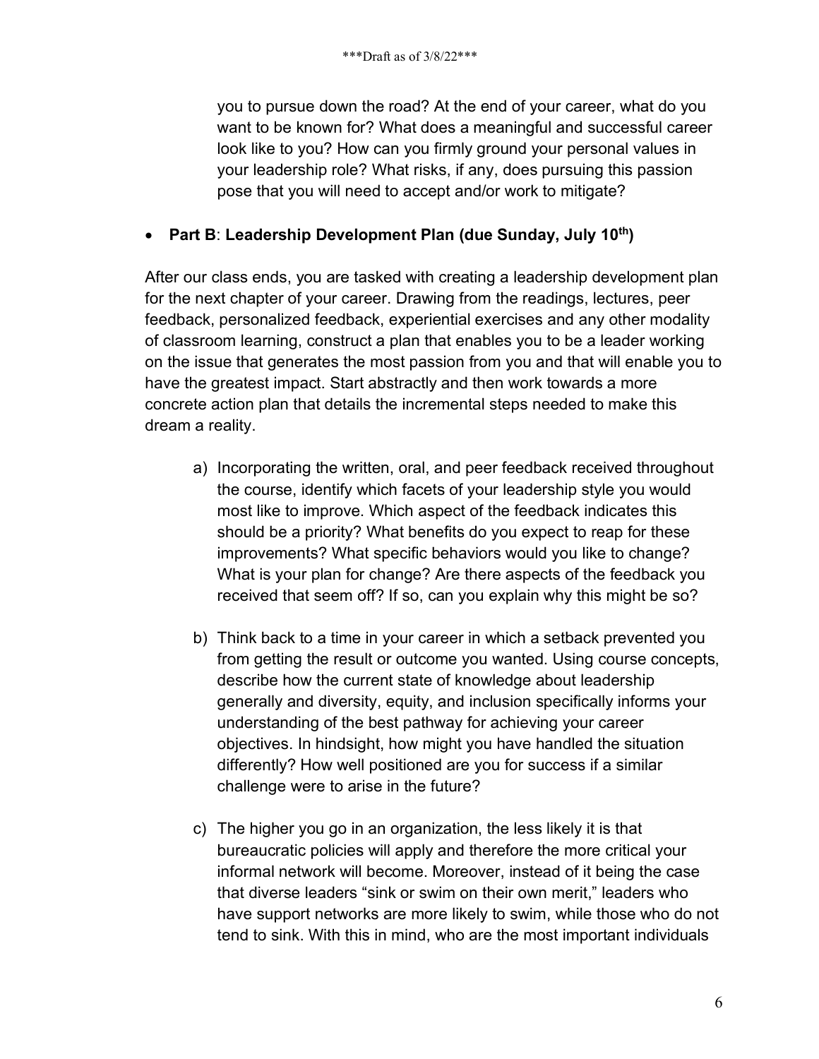you to pursue down the road? At the end of your career, what do you want to be known for? What does a meaningful and successful career look like to you? How can you firmly ground your personal values in your leadership role? What risks, if any, does pursuing this passion pose that you will need to accept and/or work to mitigate?

- **Part B**: **Leadership Development Plan (due Sunday, July 10th)**

After our class ends, you are tasked with creating a leadership development plan for the next chapter of your career. Drawing from the readings, lectures, peer feedback, personalized feedback, experiential exercises and any other modality of classroom learning, construct a plan that enables you to be a leader working on the issue that generates the most passion from you and that will enable you to have the greatest impact. Start abstractly and then work towards a more concrete action plan that details the incremental steps needed to make this dream a reality.

a) Incorporating the written, oral, and peer feedback received throughout the course, identify which facets of your leadership style you would most like to improve. Which aspect of the feedback indicates this should be a priority? What benefits do you expect to reap for these improvements? What specific behaviors would you like to change? What is your plan for change? Are there aspects of the feedback you received that seem off? If so, can you explain why this might be so?

b) Think back to a time in your career in which a setback prevented you from getting the result or outcome you wanted. Using course concepts, describe how the current state of knowledge about leadership generally and diversity, equity, and inclusion specifically informs your understanding of the best pathway for achieving your career objectives. In hindsight, how might you have handled the situation differently? How well positioned are you for success if a similar challenge were to arise in the future?

c) The higher you go in an organization, the less likely it is that bureaucratic policies will apply and therefore the more critical your informal network will become. Moreover, instead of it being the case that diverse leaders "sink or swim on their own merit," leaders who have support networks are more likely to swim, while those who do not tend to sink. With this in mind, who are the most important individuals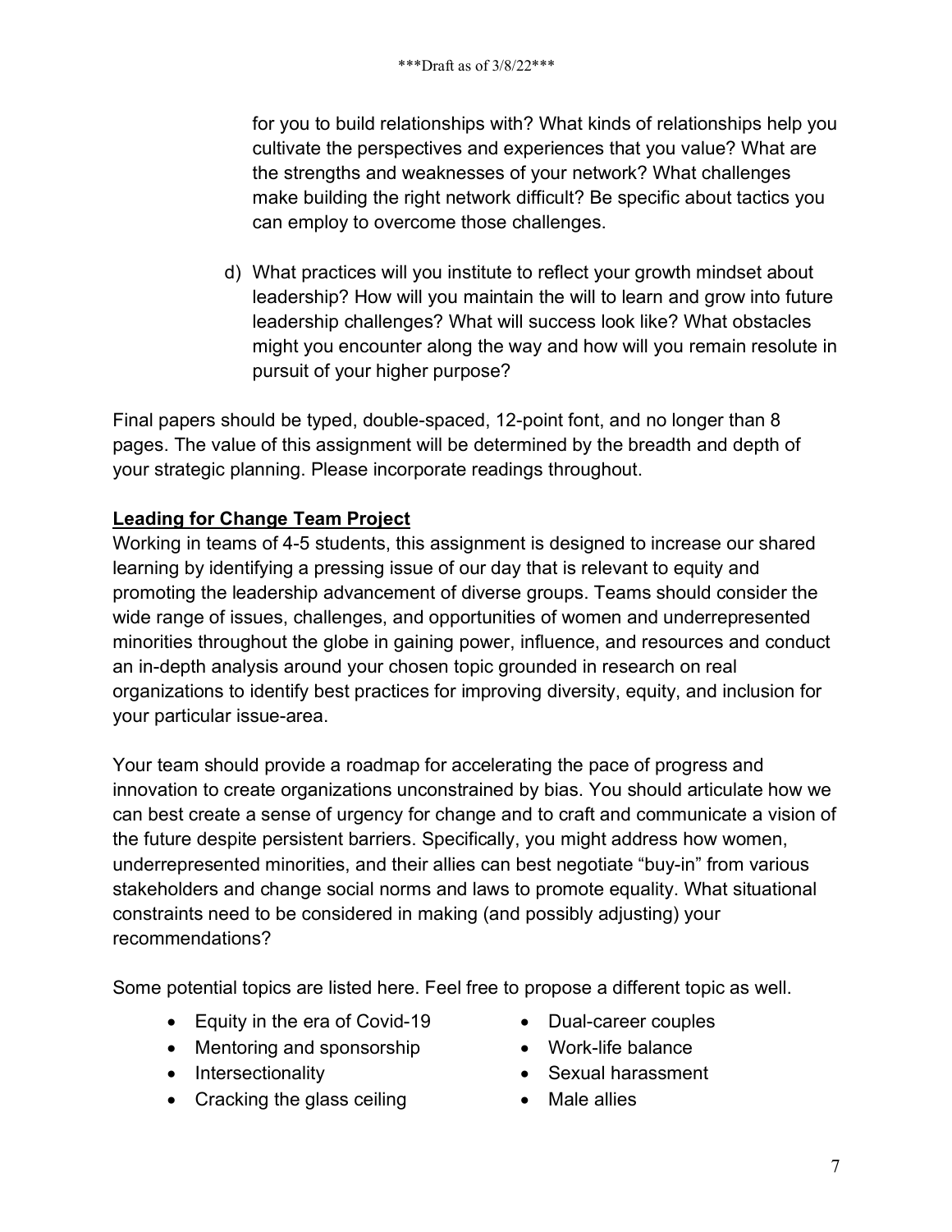for you to build relationships with? What kinds of relationships help you cultivate the perspectives and experiences that you value? What are the strengths and weaknesses of your network? What challenges make building the right network difficult? Be specific about tactics you can employ to overcome those challenges.

d) What practices will you institute to reflect your growth mindset about leadership? How will you maintain the will to learn and grow into future leadership challenges? What will success look like? What obstacles might you encounter along the way and how will you remain resolute in pursuit of your higher purpose?

Final papers should be typed, double-spaced, 12-point font, and no longer than 8 pages. The value of this assignment will be determined by the breadth and depth of your strategic planning. Please incorporate readings throughout.

**Leading for Change Team Project**

Working in teams of 4-5 students, this assignment is designed to increase our shared learning by identifying a pressing issue of our day that is relevant to equity and promoting the leadership advancement of diverse groups. Teams should consider the wide range of issues, challenges, and opportunities of women and underrepresented minorities throughout the globe in gaining power, influence, and resources and conduct an in-depth analysis around your chosen topic grounded in research on real organizations to identify best practices for improving diversity, equity, and inclusion for your particular issue-area.

Your team should provide a roadmap for accelerating the pace of progress and innovation to create organizations unconstrained by bias. You should articulate how we can best create a sense of urgency for change and to craft and communicate a vision of the future despite persistent barriers. Specifically, you might address how women, underrepresented minorities, and their allies can best negotiate "buy-in" from various stakeholders and change social norms and laws to promote equality. What situational constraints need to be considered in making (and possibly adjusting) your recommendations?

Some potential topics are listed here. Feel free to propose a different topic as well.

- Equity in the era of Covid-19
- Mentoring and sponsorship
- Intersectionality
- Cracking the glass ceiling
- Dual-career couples
- Work-life balance
- Sexual harassment
- Male allies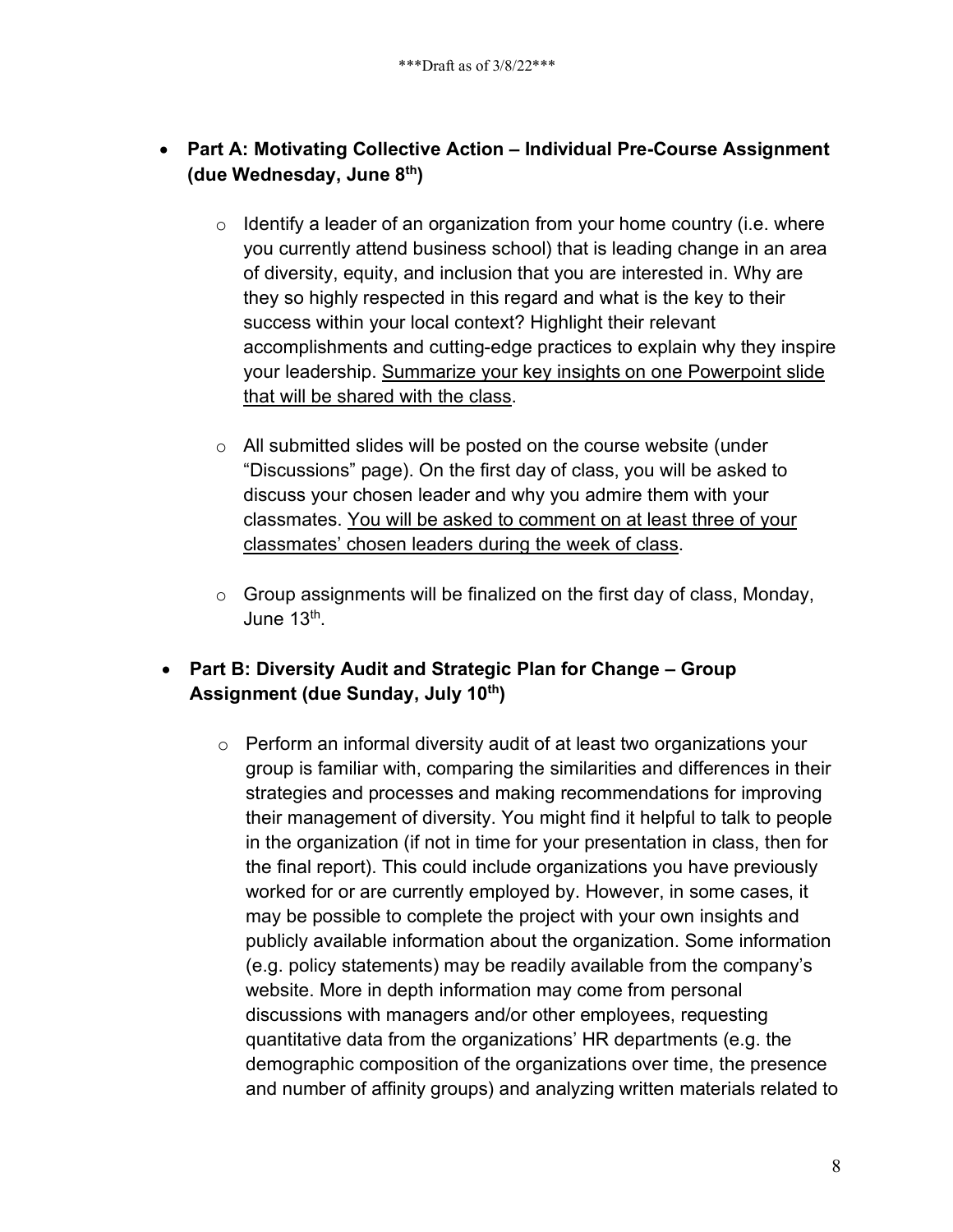- **Part A: Motivating Collective Action – Individual Pre-Course Assignment (due Wednesday, June 8th)**

    - Identify a leader of an organization from your home country (i.e. where you currently attend business school) that is leading change in an area of diversity, equity, and inclusion that you are interested in. Why are they so highly respected in this regard and what is the key to their success within your local context? Highlight their relevant accomplishments and cutting-edge practices to explain why they inspire your leadership. <u>Summarize your key insights on one Powerpoint slide that will be shared with the class</u>.

    - All submitted slides will be posted on the course website (under "Discussions" page). On the first day of class, you will be asked to discuss your chosen leader and why you admire them with your classmates. <u>You will be asked to comment on at least three of your classmates' chosen leaders during the week of class</u>.

    - Group assignments will be finalized on the first day of class, Monday, June 13th.

- **Part B: Diversity Audit and Strategic Plan for Change – Group Assignment (due Sunday, July 10th)**

    - Perform an informal diversity audit of at least two organizations your group is familiar with, comparing the similarities and differences in their strategies and processes and making recommendations for improving their management of diversity. You might find it helpful to talk to people in the organization (if not in time for your presentation in class, then for the final report). This could include organizations you have previously worked for or are currently employed by. However, in some cases, it may be possible to complete the project with your own insights and publicly available information about the organization. Some information (e.g. policy statements) may be readily available from the company's website. More in depth information may come from personal discussions with managers and/or other employees, requesting quantitative data from the organizations' HR departments (e.g. the demographic composition of the organizations over time, the presence and number of affinity groups) and analyzing written materials related to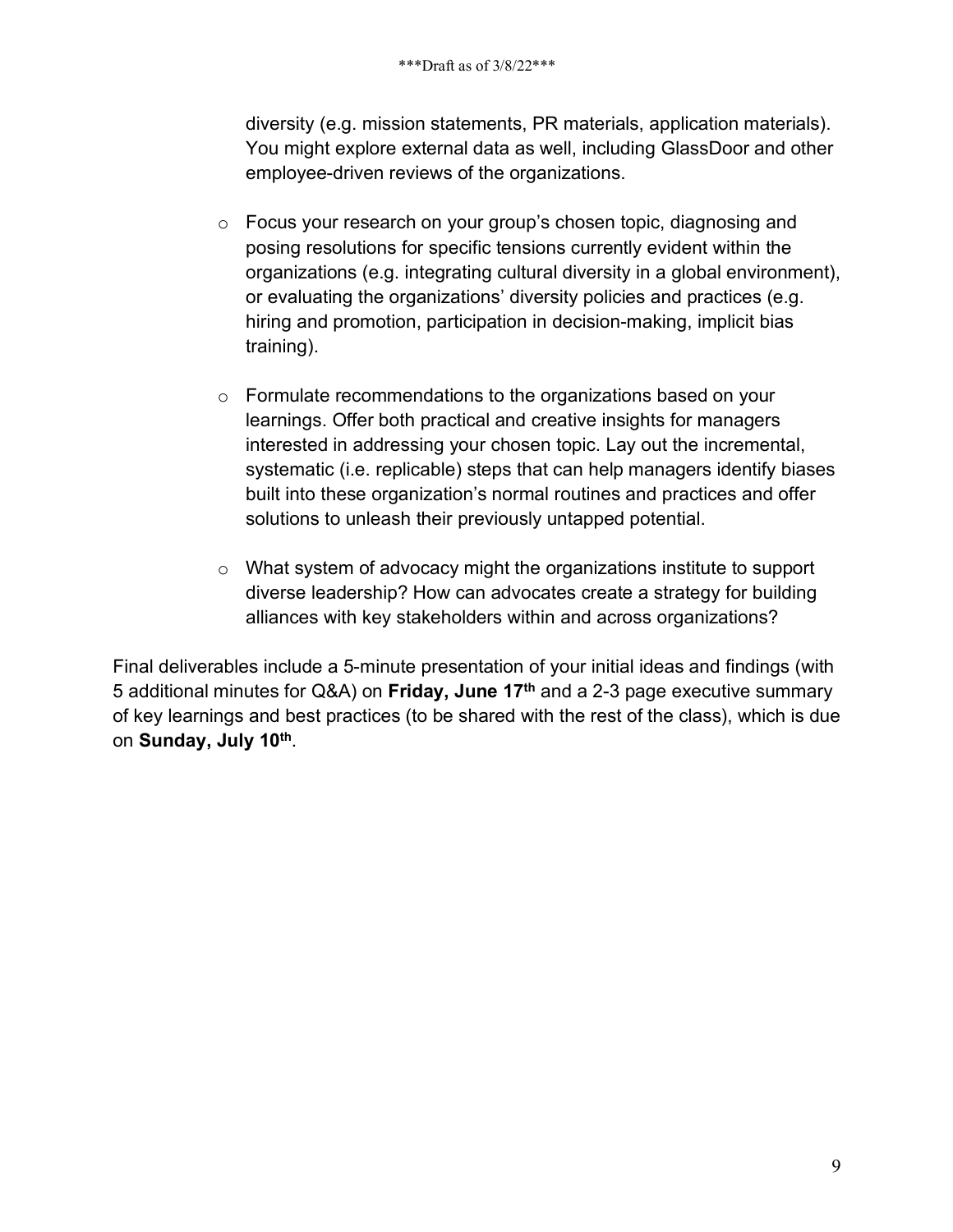diversity (e.g. mission statements, PR materials, application materials). You might explore external data as well, including GlassDoor and other employee-driven reviews of the organizations.

- Focus your research on your group's chosen topic, diagnosing and posing resolutions for specific tensions currently evident within the organizations (e.g. integrating cultural diversity in a global environment), or evaluating the organizations' diversity policies and practices (e.g. hiring and promotion, participation in decision-making, implicit bias training).

- Formulate recommendations to the organizations based on your learnings. Offer both practical and creative insights for managers interested in addressing your chosen topic. Lay out the incremental, systematic (i.e. replicable) steps that can help managers identify biases built into these organization's normal routines and practices and offer solutions to unleash their previously untapped potential.

- What system of advocacy might the organizations institute to support diverse leadership? How can advocates create a strategy for building alliances with key stakeholders within and across organizations?

Final deliverables include a 5-minute presentation of your initial ideas and findings (with 5 additional minutes for Q&A) on **Friday, June 17th** and a 2-3 page executive summary of key learnings and best practices (to be shared with the rest of the class), which is due on **Sunday, July 10th**.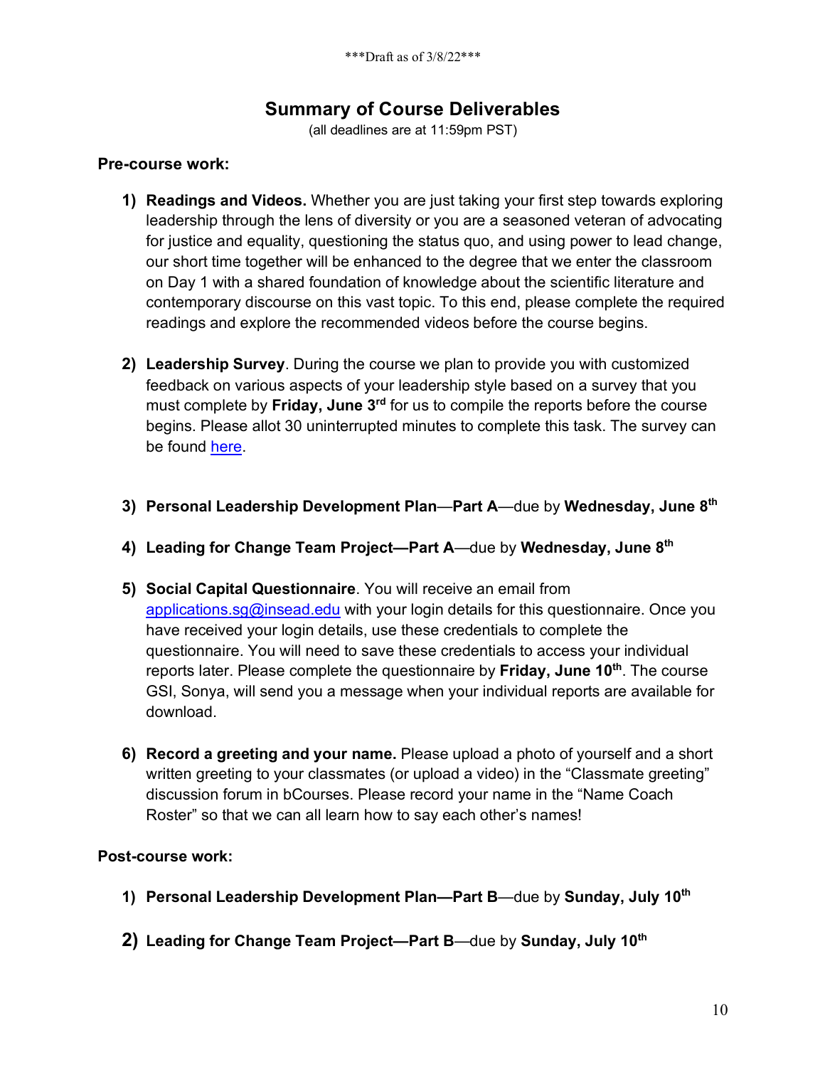***Draft as of 3/8/22***

# Summary of Course Deliverables

(all deadlines are at 11:59pm PST)

**Pre-course work:**

1) **Readings and Videos.** Whether you are just taking your first step towards exploring leadership through the lens of diversity or you are a seasoned veteran of advocating for justice and equality, questioning the status quo, and using power to lead change, our short time together will be enhanced to the degree that we enter the classroom on Day 1 with a shared foundation of knowledge about the scientific literature and contemporary discourse on this vast topic. To this end, please complete the required readings and explore the recommended videos before the course begins.

2) **Leadership Survey**. During the course we plan to provide you with customized feedback on various aspects of your leadership style based on a survey that you must complete by **Friday, June 3rd** for us to compile the reports before the course begins. Please allot 30 uninterrupted minutes to complete this task. The survey can be found here.

3) **Personal Leadership Development Plan**—**Part A**—due by **Wednesday, June 8th**

4) **Leading for Change Team Project—Part A**—due by **Wednesday, June 8th**

5) **Social Capital Questionnaire**. You will receive an email from applications.sg@insead.edu with your login details for this questionnaire. Once you have received your login details, use these credentials to complete the questionnaire. You will need to save these credentials to access your individual reports later. Please complete the questionnaire by **Friday, June 10th**. The course GSI, Sonya, will send you a message when your individual reports are available for download.

6) **Record a greeting and your name.** Please upload a photo of yourself and a short written greeting to your classmates (or upload a video) in the "Classmate greeting" discussion forum in bCourses. Please record your name in the "Name Coach Roster" so that we can all learn how to say each other's names!

**Post-course work:**

1) **Personal Leadership Development Plan—Part B**—due by **Sunday, July 10th**

2) **Leading for Change Team Project—Part B**—due by **Sunday, July 10th**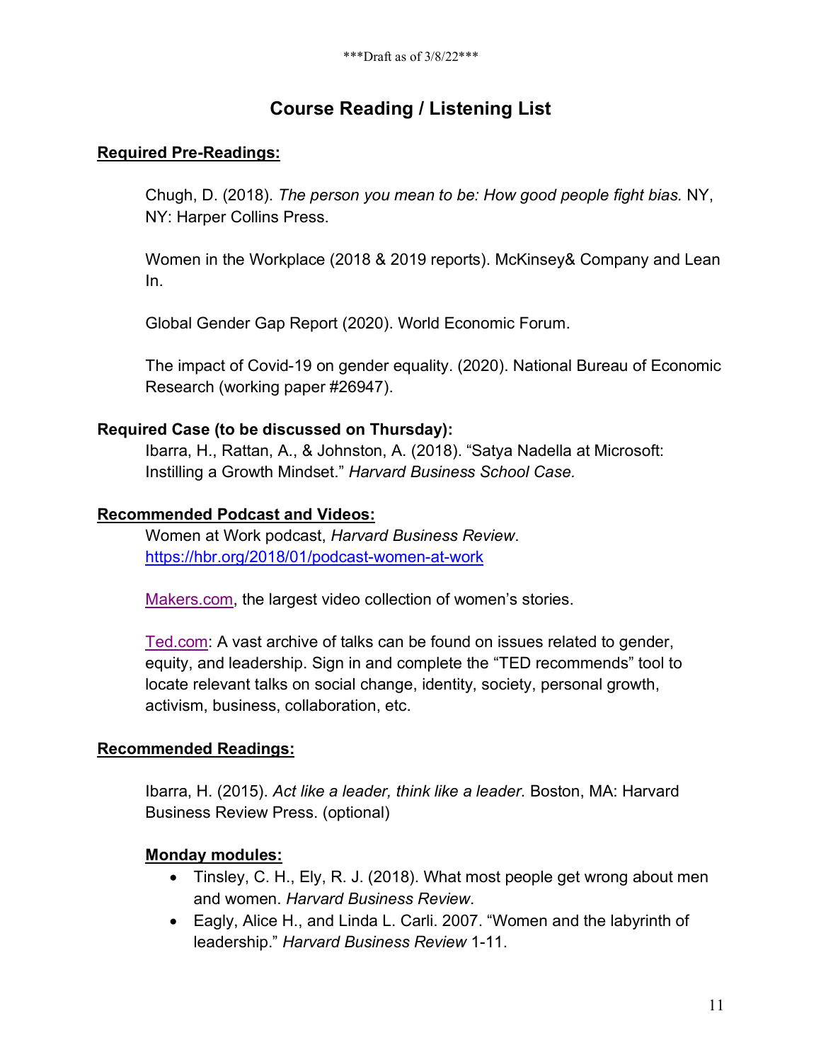\*\*\*Draft as of 3/8/22\*\*\*

# Course Reading / Listening List

**<u>Required Pre-Readings:</u>**

Chugh, D. (2018). *The person you mean to be: How good people fight bias.* NY, NY: Harper Collins Press.

Women in the Workplace (2018 & 2019 reports). McKinsey& Company and Lean In.

Global Gender Gap Report (2020). World Economic Forum.

The impact of Covid-19 on gender equality. (2020). National Bureau of Economic Research (working paper #26947).

**Required Case (to be discussed on Thursday):**

Ibarra, H., Rattan, A., & Johnston, A. (2018). "Satya Nadella at Microsoft: Instilling a Growth Mindset." *Harvard Business School Case.*

**<u>Recommended Podcast and Videos:</u>**

Women at Work podcast, *Harvard Business Review*. https://hbr.org/2018/01/podcast-women-at-work

Makers.com, the largest video collection of women's stories.

Ted.com: A vast archive of talks can be found on issues related to gender, equity, and leadership. Sign in and complete the "TED recommends" tool to locate relevant talks on social change, identity, society, personal growth, activism, business, collaboration, etc.

**<u>Recommended Readings:</u>**

Ibarra, H. (2015). *Act like a leader, think like a leader.* Boston, MA: Harvard Business Review Press. (optional)

**<u>Monday modules:</u>**

- Tinsley, C. H., Ely, R. J. (2018). What most people get wrong about men and women. *Harvard Business Review*.
- Eagly, Alice H., and Linda L. Carli. 2007. "Women and the labyrinth of leadership." *Harvard Business Review* 1-11.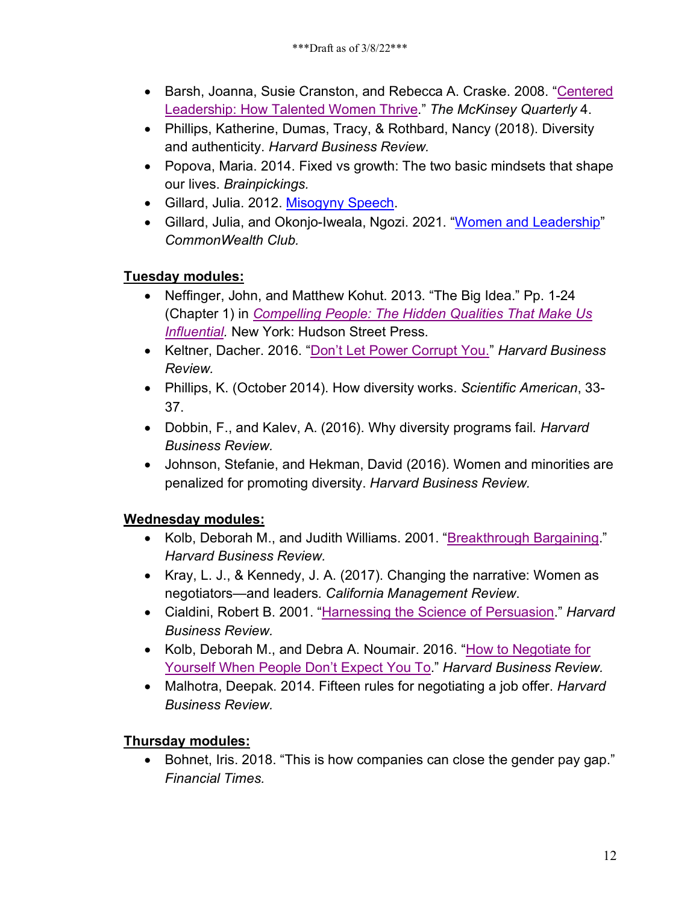- Barsh, Joanna, Susie Cranston, and Rebecca A. Craske. 2008. "Centered Leadership: How Talented Women Thrive." *The McKinsey Quarterly* 4.
- Phillips, Katherine, Dumas, Tracy, & Rothbard, Nancy (2018). Diversity and authenticity. *Harvard Business Review.*
- Popova, Maria. 2014. Fixed vs growth: The two basic mindsets that shape our lives. *Brainpickings.*
- Gillard, Julia. 2012. Misogyny Speech.
- Gillard, Julia, and Okonjo-Iweala, Ngozi. 2021. "Women and Leadership" *CommonWealth Club.*

**Tuesday modules:**

- Neffinger, John, and Matthew Kohut. 2013. "The Big Idea." Pp. 1-24 (Chapter 1) in *Compelling People: The Hidden Qualities That Make Us Influential.* New York: Hudson Street Press.
- Keltner, Dacher. 2016. "Don't Let Power Corrupt You." *Harvard Business Review.*
- Phillips, K. (October 2014). How diversity works. *Scientific American*, 33-37.
- Dobbin, F., and Kalev, A. (2016). Why diversity programs fail*. Harvard Business Review.*
- Johnson, Stefanie, and Hekman, David (2016). Women and minorities are penalized for promoting diversity. *Harvard Business Review.*

**Wednesday modules:**

- Kolb, Deborah M., and Judith Williams. 2001. "Breakthrough Bargaining." *Harvard Business Review.*
- Kray, L. J., & Kennedy, J. A. (2017). Changing the narrative: Women as negotiators—and leaders*. California Management Review*.
- Cialdini, Robert B. 2001. "Harnessing the Science of Persuasion." *Harvard Business Review.*
- Kolb, Deborah M., and Debra A. Noumair. 2016. "How to Negotiate for Yourself When People Don't Expect You To." *Harvard Business Review.*
- Malhotra, Deepak. 2014. Fifteen rules for negotiating a job offer. *Harvard Business Review.*

**Thursday modules:**

- Bohnet, Iris. 2018. "This is how companies can close the gender pay gap." *Financial Times.*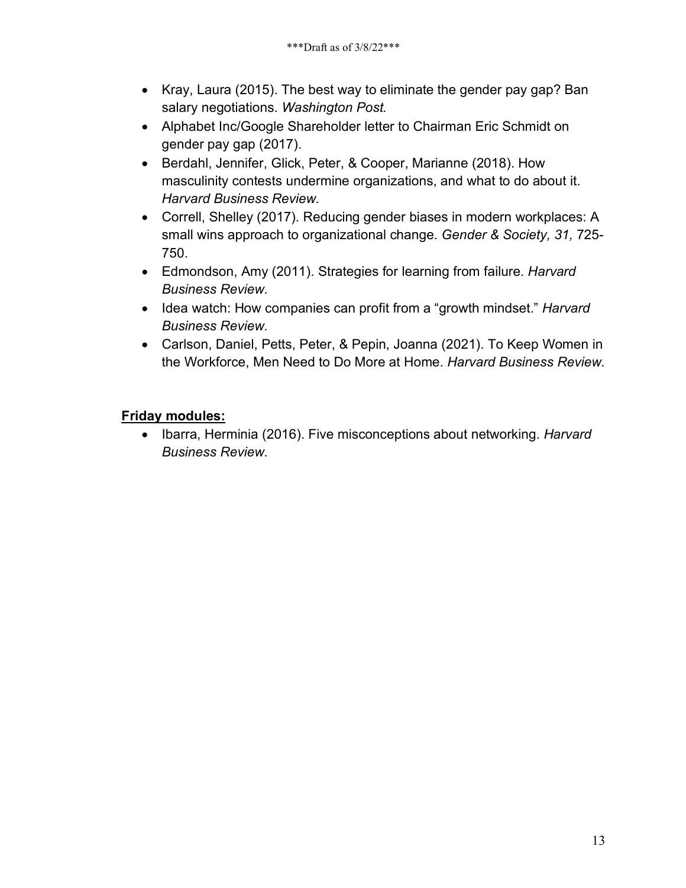- Kray, Laura (2015). The best way to eliminate the gender pay gap? Ban salary negotiations. *Washington Post.*
- Alphabet Inc/Google Shareholder letter to Chairman Eric Schmidt on gender pay gap (2017).
- Berdahl, Jennifer, Glick, Peter, & Cooper, Marianne (2018). How masculinity contests undermine organizations, and what to do about it. *Harvard Business Review.*
- Correll, Shelley (2017). Reducing gender biases in modern workplaces: A small wins approach to organizational change. *Gender & Society, 31,* 725-750.
- Edmondson, Amy (2011). Strategies for learning from failure. *Harvard Business Review.*
- Idea watch: How companies can profit from a "growth mindset." *Harvard Business Review.*
- Carlson, Daniel, Petts, Peter, & Pepin, Joanna (2021). To Keep Women in the Workforce, Men Need to Do More at Home. *Harvard Business Review.*

**<u>Friday modules:</u>**

- Ibarra, Herminia (2016). Five misconceptions about networking. *Harvard Business Review.*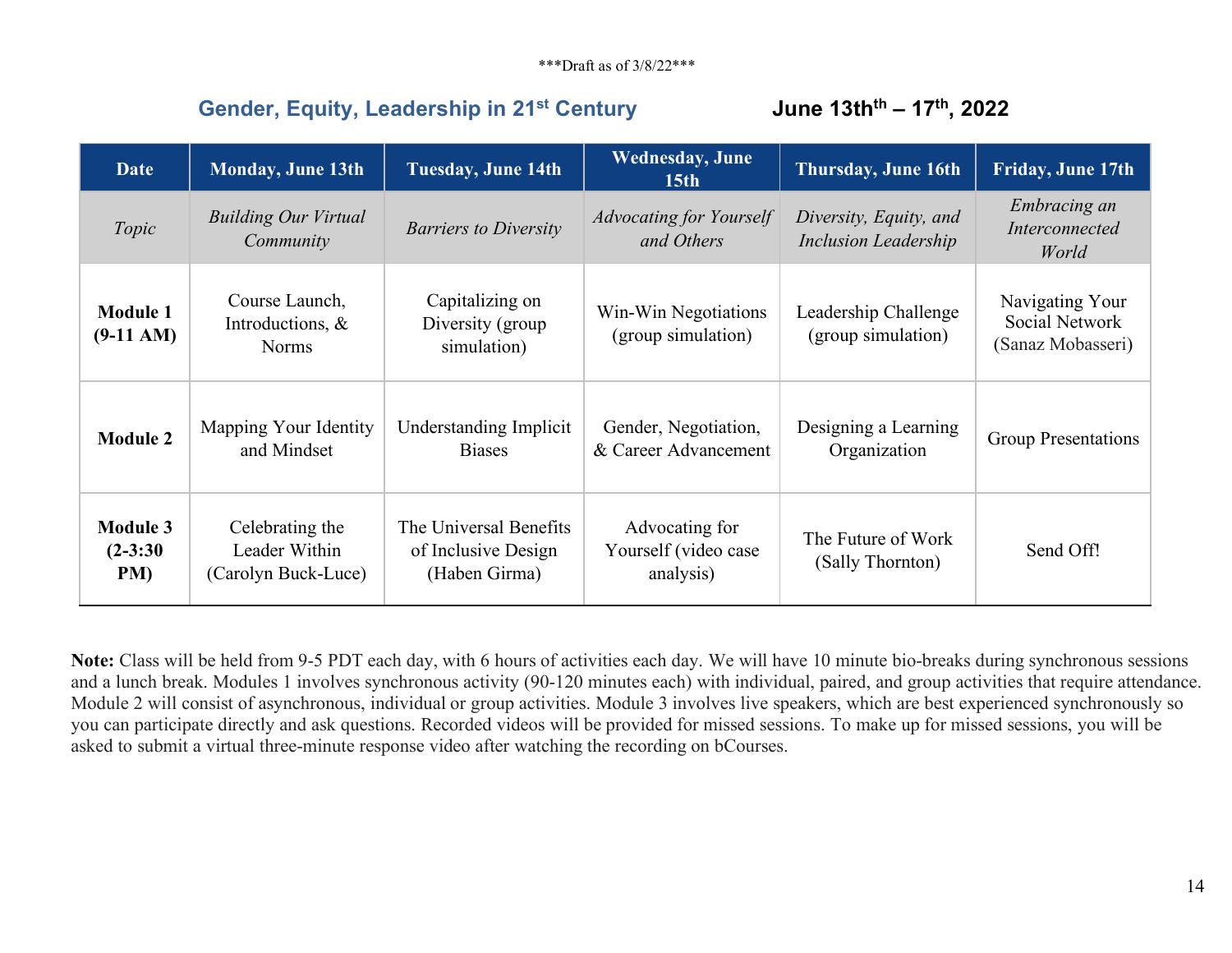\*\*\*Draft as of 3/8/22\*\*\*

## Gender, Equity, Leadership in 21st Century — June 13thth – 17th, 2022

| Date | Monday, June 13th | Tuesday, June 14th | Wednesday, June 15th | Thursday, June 16th | Friday, June 17th |
|---|---|---|---|---|---|
| *Topic* | *Building Our Virtual Community* | *Barriers to Diversity* | *Advocating for Yourself and Others* | *Diversity, Equity, and Inclusion Leadership* | *Embracing an Interconnected World* |
| **Module 1 (9-11 AM)** | Course Launch, Introductions, & Norms | Capitalizing on Diversity (group simulation) | Win-Win Negotiations (group simulation) | Leadership Challenge (group simulation) | Navigating Your Social Network (Sanaz Mobasseri) |
| **Module 2** | Mapping Your Identity and Mindset | Understanding Implicit Biases | Gender, Negotiation, & Career Advancement | Designing a Learning Organization | Group Presentations |
| **Module 3 (2-3:30 PM)** | Celebrating the Leader Within (Carolyn Buck-Luce) | The Universal Benefits of Inclusive Design (Haben Girma) | Advocating for Yourself (video case analysis) | The Future of Work (Sally Thornton) | Send Off! |

**Note:** Class will be held from 9-5 PDT each day, with 6 hours of activities each day. We will have 10 minute bio-breaks during synchronous sessions and a lunch break. Modules 1 involves synchronous activity (90-120 minutes each) with individual, paired, and group activities that require attendance. Module 2 will consist of asynchronous, individual or group activities. Module 3 involves live speakers, which are best experienced synchronously so you can participate directly and ask questions. Recorded videos will be provided for missed sessions. To make up for missed sessions, you will be asked to submit a virtual three-minute response video after watching the recording on bCourses.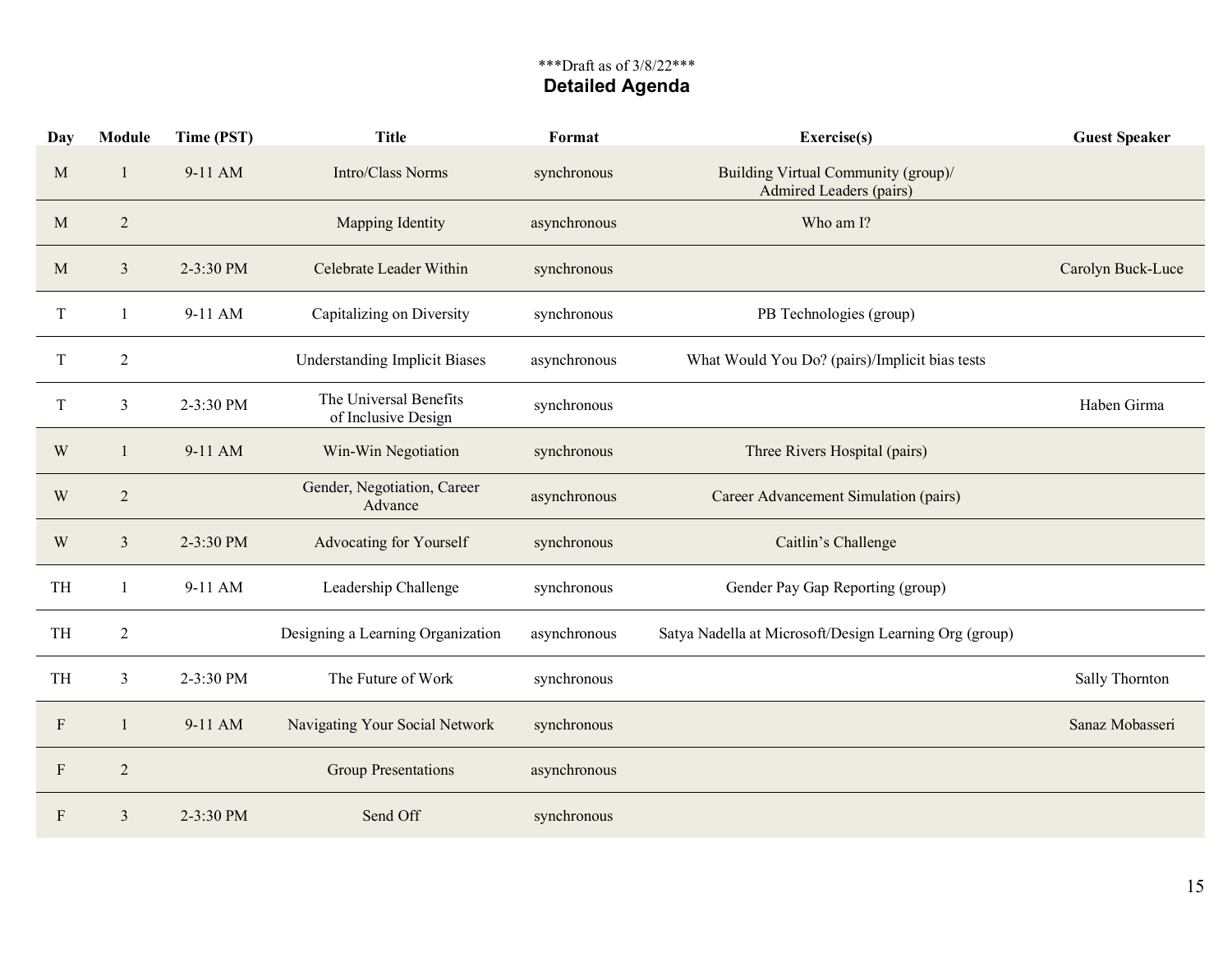***Draft as of 3/8/22***

# Detailed Agenda

| Day | Module | Time (PST) | Title | Format | Exercise(s) | Guest Speaker |
|---|---|---|---|---|---|---|
| M | 1 | 9-11 AM | Intro/Class Norms | synchronous | Building Virtual Community (group)/ Admired Leaders (pairs) | |
| M | 2 | | Mapping Identity | asynchronous | Who am I? | |
| M | 3 | 2-3:30 PM | Celebrate Leader Within | synchronous | | Carolyn Buck-Luce |
| T | 1 | 9-11 AM | Capitalizing on Diversity | synchronous | PB Technologies (group) | |
| T | 2 | | Understanding Implicit Biases | asynchronous | What Would You Do? (pairs)/Implicit bias tests | |
| T | 3 | 2-3:30 PM | The Universal Benefits of Inclusive Design | synchronous | | Haben Girma |
| W | 1 | 9-11 AM | Win-Win Negotiation | synchronous | Three Rivers Hospital (pairs) | |
| W | 2 | | Gender, Negotiation, Career Advance | asynchronous | Career Advancement Simulation (pairs) | |
| W | 3 | 2-3:30 PM | Advocating for Yourself | synchronous | Caitlin's Challenge | |
| TH | 1 | 9-11 AM | Leadership Challenge | synchronous | Gender Pay Gap Reporting (group) | |
| TH | 2 | | Designing a Learning Organization | asynchronous | Satya Nadella at Microsoft/Design Learning Org (group) | |
| TH | 3 | 2-3:30 PM | The Future of Work | synchronous | | Sally Thornton |
| F | 1 | 9-11 AM | Navigating Your Social Network | synchronous | | Sanaz Mobasseri |
| F | 2 | | Group Presentations | asynchronous | | |
| F | 3 | 2-3:30 PM | Send Off | synchronous | | |